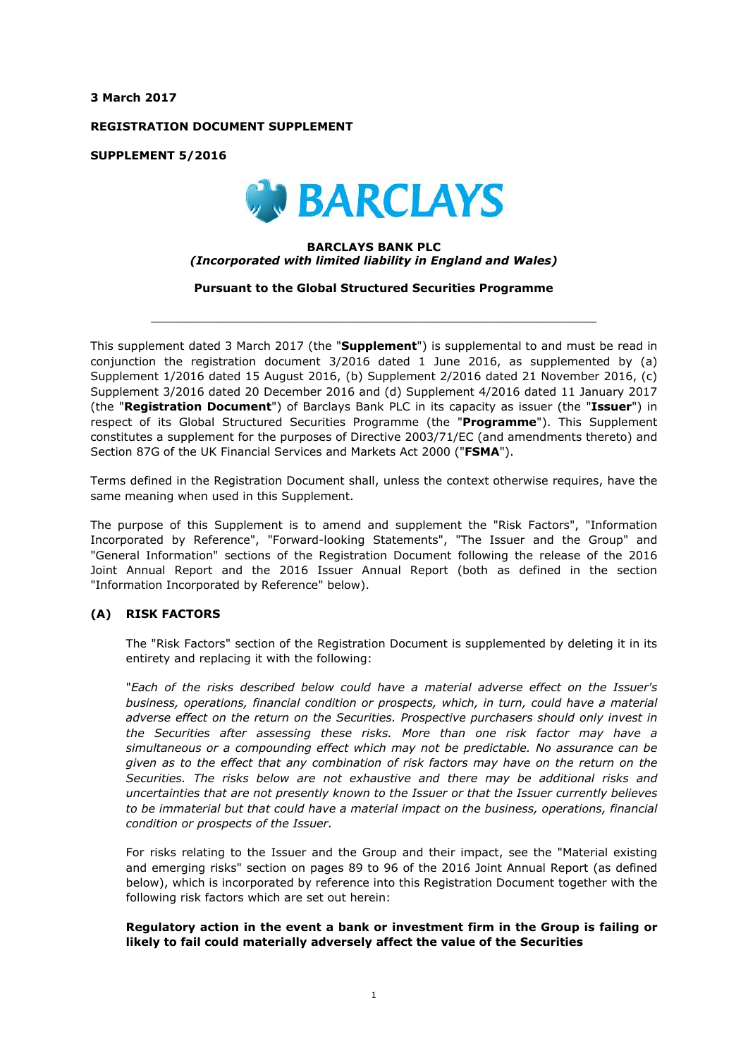**3 March 2017**

**REGISTRATION DOCUMENT SUPPLEMENT**

**SUPPLEMENT 5/2016**

BARCLAYS

**BARCLAYS BANK PLC**
***(Incorporated with limited liability in England and Wales)***

**Pursuant to the Global Structured Securities Programme**

---

This supplement dated 3 March 2017 (the "**Supplement**") is supplemental to and must be read in conjunction the registration document 3/2016 dated 1 June 2016, as supplemented by (a) Supplement 1/2016 dated 15 August 2016, (b) Supplement 2/2016 dated 21 November 2016, (c) Supplement 3/2016 dated 20 December 2016 and (d) Supplement 4/2016 dated 11 January 2017 (the "**Registration Document**") of Barclays Bank PLC in its capacity as issuer (the "**Issuer**") in respect of its Global Structured Securities Programme (the "**Programme**"). This Supplement constitutes a supplement for the purposes of Directive 2003/71/EC (and amendments thereto) and Section 87G of the UK Financial Services and Markets Act 2000 ("**FSMA**").

Terms defined in the Registration Document shall, unless the context otherwise requires, have the same meaning when used in this Supplement.

The purpose of this Supplement is to amend and supplement the "Risk Factors", "Information Incorporated by Reference", "Forward-looking Statements", "The Issuer and the Group" and "General Information" sections of the Registration Document following the release of the 2016 Joint Annual Report and the 2016 Issuer Annual Report (both as defined in the section "Information Incorporated by Reference" below).

## (A) RISK FACTORS

The "Risk Factors" section of the Registration Document is supplemented by deleting it in its entirety and replacing it with the following:

"*Each of the risks described below could have a material adverse effect on the Issuer's business, operations, financial condition or prospects, which, in turn, could have a material adverse effect on the return on the Securities. Prospective purchasers should only invest in the Securities after assessing these risks. More than one risk factor may have a simultaneous or a compounding effect which may not be predictable. No assurance can be given as to the effect that any combination of risk factors may have on the return on the Securities. The risks below are not exhaustive and there may be additional risks and uncertainties that are not presently known to the Issuer or that the Issuer currently believes to be immaterial but that could have a material impact on the business, operations, financial condition or prospects of the Issuer.*

For risks relating to the Issuer and the Group and their impact, see the "Material existing and emerging risks" section on pages 89 to 96 of the 2016 Joint Annual Report (as defined below), which is incorporated by reference into this Registration Document together with the following risk factors which are set out herein:

**Regulatory action in the event a bank or investment firm in the Group is failing or likely to fail could materially adversely affect the value of the Securities**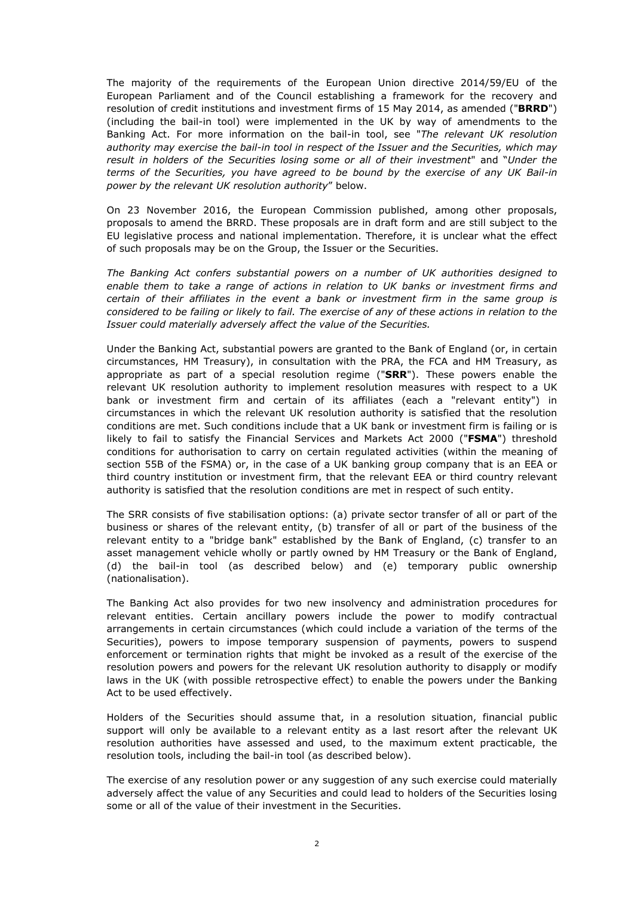The majority of the requirements of the European Union directive 2014/59/EU of the European Parliament and of the Council establishing a framework for the recovery and resolution of credit institutions and investment firms of 15 May 2014, as amended ("**BRRD**") (including the bail-in tool) were implemented in the UK by way of amendments to the Banking Act. For more information on the bail-in tool, see "*The relevant UK resolution authority may exercise the bail-in tool in respect of the Issuer and the Securities, which may result in holders of the Securities losing some or all of their investment*" and "*Under the terms of the Securities, you have agreed to be bound by the exercise of any UK Bail-in power by the relevant UK resolution authority*" below.

On 23 November 2016, the European Commission published, among other proposals, proposals to amend the BRRD. These proposals are in draft form and are still subject to the EU legislative process and national implementation. Therefore, it is unclear what the effect of such proposals may be on the Group, the Issuer or the Securities.

*The Banking Act confers substantial powers on a number of UK authorities designed to enable them to take a range of actions in relation to UK banks or investment firms and certain of their affiliates in the event a bank or investment firm in the same group is considered to be failing or likely to fail. The exercise of any of these actions in relation to the Issuer could materially adversely affect the value of the Securities.*

Under the Banking Act, substantial powers are granted to the Bank of England (or, in certain circumstances, HM Treasury), in consultation with the PRA, the FCA and HM Treasury, as appropriate as part of a special resolution regime ("**SRR**"). These powers enable the relevant UK resolution authority to implement resolution measures with respect to a UK bank or investment firm and certain of its affiliates (each a "relevant entity") in circumstances in which the relevant UK resolution authority is satisfied that the resolution conditions are met. Such conditions include that a UK bank or investment firm is failing or is likely to fail to satisfy the Financial Services and Markets Act 2000 ("**FSMA**") threshold conditions for authorisation to carry on certain regulated activities (within the meaning of section 55B of the FSMA) or, in the case of a UK banking group company that is an EEA or third country institution or investment firm, that the relevant EEA or third country relevant authority is satisfied that the resolution conditions are met in respect of such entity.

The SRR consists of five stabilisation options: (a) private sector transfer of all or part of the business or shares of the relevant entity, (b) transfer of all or part of the business of the relevant entity to a "bridge bank" established by the Bank of England, (c) transfer to an asset management vehicle wholly or partly owned by HM Treasury or the Bank of England, (d) the bail-in tool (as described below) and (e) temporary public ownership (nationalisation).

The Banking Act also provides for two new insolvency and administration procedures for relevant entities. Certain ancillary powers include the power to modify contractual arrangements in certain circumstances (which could include a variation of the terms of the Securities), powers to impose temporary suspension of payments, powers to suspend enforcement or termination rights that might be invoked as a result of the exercise of the resolution powers and powers for the relevant UK resolution authority to disapply or modify laws in the UK (with possible retrospective effect) to enable the powers under the Banking Act to be used effectively.

Holders of the Securities should assume that, in a resolution situation, financial public support will only be available to a relevant entity as a last resort after the relevant UK resolution authorities have assessed and used, to the maximum extent practicable, the resolution tools, including the bail-in tool (as described below).

The exercise of any resolution power or any suggestion of any such exercise could materially adversely affect the value of any Securities and could lead to holders of the Securities losing some or all of the value of their investment in the Securities.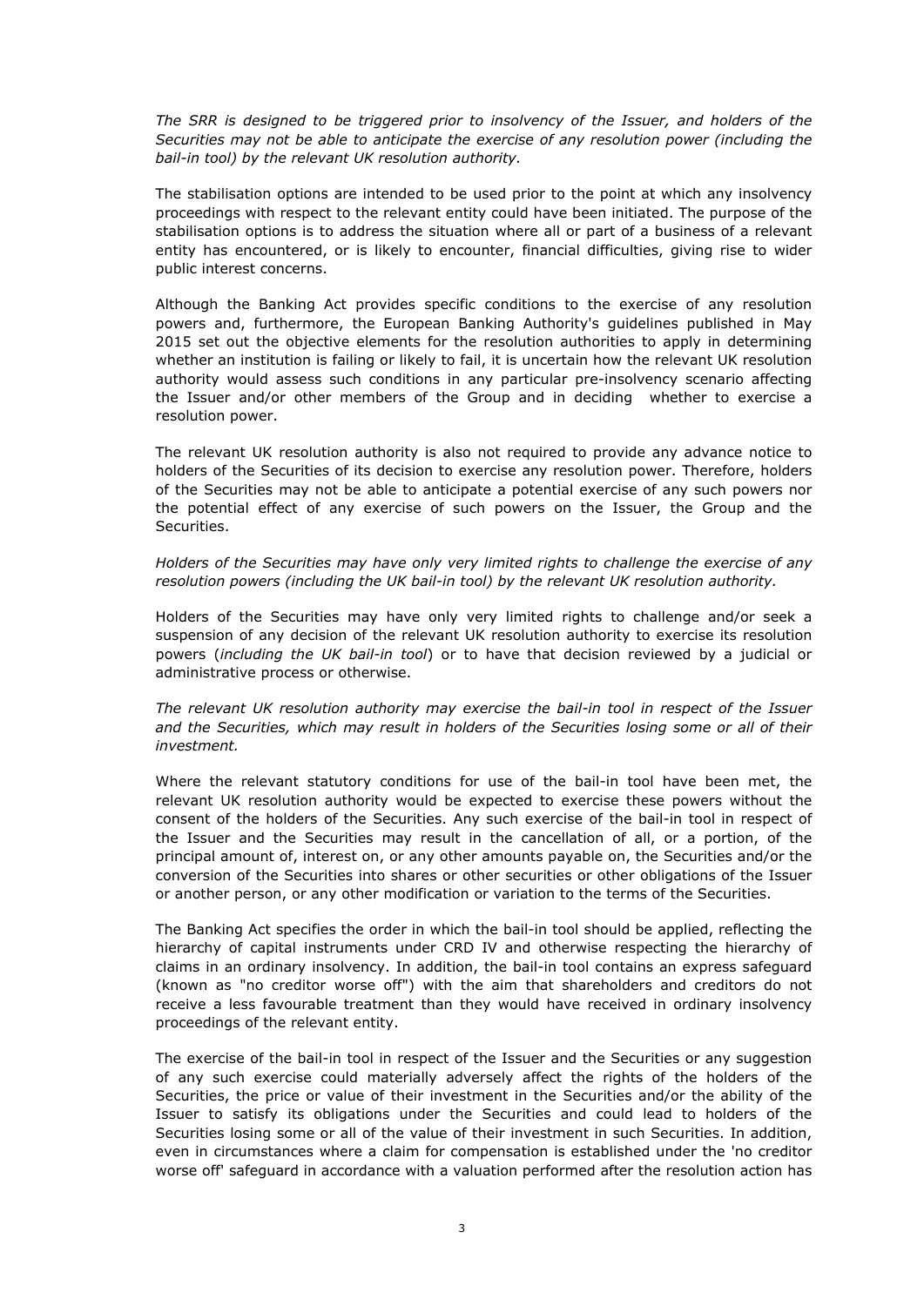*The SRR is designed to be triggered prior to insolvency of the Issuer, and holders of the Securities may not be able to anticipate the exercise of any resolution power (including the bail-in tool) by the relevant UK resolution authority.*

The stabilisation options are intended to be used prior to the point at which any insolvency proceedings with respect to the relevant entity could have been initiated. The purpose of the stabilisation options is to address the situation where all or part of a business of a relevant entity has encountered, or is likely to encounter, financial difficulties, giving rise to wider public interest concerns.

Although the Banking Act provides specific conditions to the exercise of any resolution powers and, furthermore, the European Banking Authority's guidelines published in May 2015 set out the objective elements for the resolution authorities to apply in determining whether an institution is failing or likely to fail, it is uncertain how the relevant UK resolution authority would assess such conditions in any particular pre-insolvency scenario affecting the Issuer and/or other members of the Group and in deciding whether to exercise a resolution power.

The relevant UK resolution authority is also not required to provide any advance notice to holders of the Securities of its decision to exercise any resolution power. Therefore, holders of the Securities may not be able to anticipate a potential exercise of any such powers nor the potential effect of any exercise of such powers on the Issuer, the Group and the Securities.

*Holders of the Securities may have only very limited rights to challenge the exercise of any resolution powers (including the UK bail-in tool) by the relevant UK resolution authority.*

Holders of the Securities may have only very limited rights to challenge and/or seek a suspension of any decision of the relevant UK resolution authority to exercise its resolution powers (*including the UK bail-in tool*) or to have that decision reviewed by a judicial or administrative process or otherwise.

*The relevant UK resolution authority may exercise the bail-in tool in respect of the Issuer and the Securities, which may result in holders of the Securities losing some or all of their investment.*

Where the relevant statutory conditions for use of the bail-in tool have been met, the relevant UK resolution authority would be expected to exercise these powers without the consent of the holders of the Securities. Any such exercise of the bail-in tool in respect of the Issuer and the Securities may result in the cancellation of all, or a portion, of the principal amount of, interest on, or any other amounts payable on, the Securities and/or the conversion of the Securities into shares or other securities or other obligations of the Issuer or another person, or any other modification or variation to the terms of the Securities.

The Banking Act specifies the order in which the bail-in tool should be applied, reflecting the hierarchy of capital instruments under CRD IV and otherwise respecting the hierarchy of claims in an ordinary insolvency. In addition, the bail-in tool contains an express safeguard (known as "no creditor worse off") with the aim that shareholders and creditors do not receive a less favourable treatment than they would have received in ordinary insolvency proceedings of the relevant entity.

The exercise of the bail-in tool in respect of the Issuer and the Securities or any suggestion of any such exercise could materially adversely affect the rights of the holders of the Securities, the price or value of their investment in the Securities and/or the ability of the Issuer to satisfy its obligations under the Securities and could lead to holders of the Securities losing some or all of the value of their investment in such Securities. In addition, even in circumstances where a claim for compensation is established under the 'no creditor worse off' safeguard in accordance with a valuation performed after the resolution action has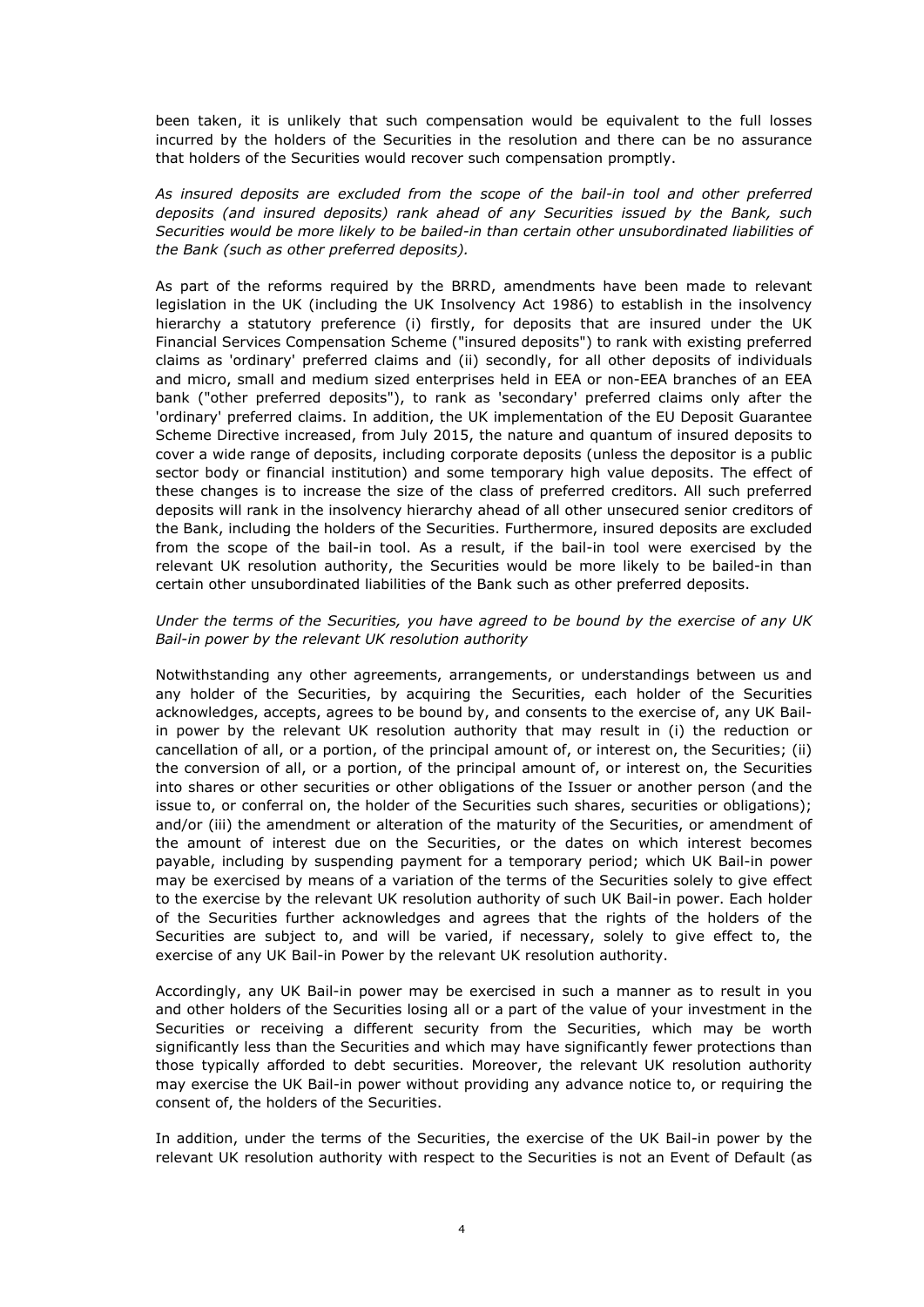been taken, it is unlikely that such compensation would be equivalent to the full losses incurred by the holders of the Securities in the resolution and there can be no assurance that holders of the Securities would recover such compensation promptly.

*As insured deposits are excluded from the scope of the bail-in tool and other preferred deposits (and insured deposits) rank ahead of any Securities issued by the Bank, such Securities would be more likely to be bailed-in than certain other unsubordinated liabilities of the Bank (such as other preferred deposits).*

As part of the reforms required by the BRRD, amendments have been made to relevant legislation in the UK (including the UK Insolvency Act 1986) to establish in the insolvency hierarchy a statutory preference (i) firstly, for deposits that are insured under the UK Financial Services Compensation Scheme ("insured deposits") to rank with existing preferred claims as 'ordinary' preferred claims and (ii) secondly, for all other deposits of individuals and micro, small and medium sized enterprises held in EEA or non-EEA branches of an EEA bank ("other preferred deposits"), to rank as 'secondary' preferred claims only after the 'ordinary' preferred claims. In addition, the UK implementation of the EU Deposit Guarantee Scheme Directive increased, from July 2015, the nature and quantum of insured deposits to cover a wide range of deposits, including corporate deposits (unless the depositor is a public sector body or financial institution) and some temporary high value deposits. The effect of these changes is to increase the size of the class of preferred creditors. All such preferred deposits will rank in the insolvency hierarchy ahead of all other unsecured senior creditors of the Bank, including the holders of the Securities. Furthermore, insured deposits are excluded from the scope of the bail-in tool. As a result, if the bail-in tool were exercised by the relevant UK resolution authority, the Securities would be more likely to be bailed-in than certain other unsubordinated liabilities of the Bank such as other preferred deposits.

*Under the terms of the Securities, you have agreed to be bound by the exercise of any UK Bail-in power by the relevant UK resolution authority*

Notwithstanding any other agreements, arrangements, or understandings between us and any holder of the Securities, by acquiring the Securities, each holder of the Securities acknowledges, accepts, agrees to be bound by, and consents to the exercise of, any UK Bail-in power by the relevant UK resolution authority that may result in (i) the reduction or cancellation of all, or a portion, of the principal amount of, or interest on, the Securities; (ii) the conversion of all, or a portion, of the principal amount of, or interest on, the Securities into shares or other securities or other obligations of the Issuer or another person (and the issue to, or conferral on, the holder of the Securities such shares, securities or obligations); and/or (iii) the amendment or alteration of the maturity of the Securities, or amendment of the amount of interest due on the Securities, or the dates on which interest becomes payable, including by suspending payment for a temporary period; which UK Bail-in power may be exercised by means of a variation of the terms of the Securities solely to give effect to the exercise by the relevant UK resolution authority of such UK Bail-in power. Each holder of the Securities further acknowledges and agrees that the rights of the holders of the Securities are subject to, and will be varied, if necessary, solely to give effect to, the exercise of any UK Bail-in Power by the relevant UK resolution authority.

Accordingly, any UK Bail-in power may be exercised in such a manner as to result in you and other holders of the Securities losing all or a part of the value of your investment in the Securities or receiving a different security from the Securities, which may be worth significantly less than the Securities and which may have significantly fewer protections than those typically afforded to debt securities. Moreover, the relevant UK resolution authority may exercise the UK Bail-in power without providing any advance notice to, or requiring the consent of, the holders of the Securities.

In addition, under the terms of the Securities, the exercise of the UK Bail-in power by the relevant UK resolution authority with respect to the Securities is not an Event of Default (as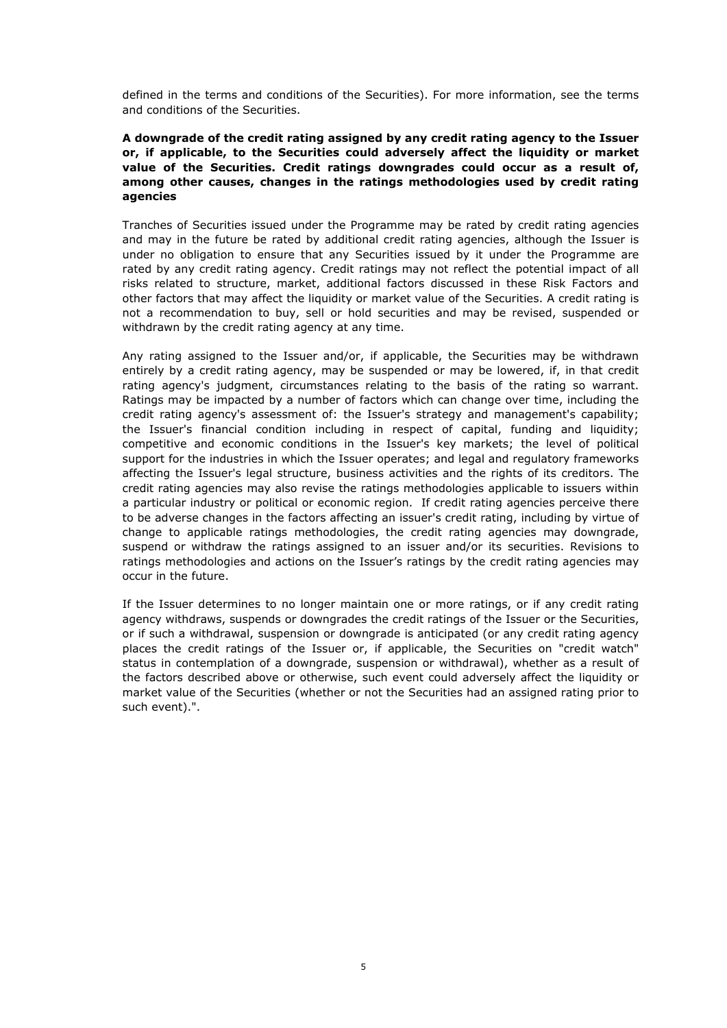defined in the terms and conditions of the Securities). For more information, see the terms and conditions of the Securities.

**A downgrade of the credit rating assigned by any credit rating agency to the Issuer or, if applicable, to the Securities could adversely affect the liquidity or market value of the Securities. Credit ratings downgrades could occur as a result of, among other causes, changes in the ratings methodologies used by credit rating agencies**

Tranches of Securities issued under the Programme may be rated by credit rating agencies and may in the future be rated by additional credit rating agencies, although the Issuer is under no obligation to ensure that any Securities issued by it under the Programme are rated by any credit rating agency. Credit ratings may not reflect the potential impact of all risks related to structure, market, additional factors discussed in these Risk Factors and other factors that may affect the liquidity or market value of the Securities. A credit rating is not a recommendation to buy, sell or hold securities and may be revised, suspended or withdrawn by the credit rating agency at any time.

Any rating assigned to the Issuer and/or, if applicable, the Securities may be withdrawn entirely by a credit rating agency, may be suspended or may be lowered, if, in that credit rating agency's judgment, circumstances relating to the basis of the rating so warrant. Ratings may be impacted by a number of factors which can change over time, including the credit rating agency's assessment of: the Issuer's strategy and management's capability; the Issuer's financial condition including in respect of capital, funding and liquidity; competitive and economic conditions in the Issuer's key markets; the level of political support for the industries in which the Issuer operates; and legal and regulatory frameworks affecting the Issuer's legal structure, business activities and the rights of its creditors. The credit rating agencies may also revise the ratings methodologies applicable to issuers within a particular industry or political or economic region. If credit rating agencies perceive there to be adverse changes in the factors affecting an issuer's credit rating, including by virtue of change to applicable ratings methodologies, the credit rating agencies may downgrade, suspend or withdraw the ratings assigned to an issuer and/or its securities. Revisions to ratings methodologies and actions on the Issuer's ratings by the credit rating agencies may occur in the future.

If the Issuer determines to no longer maintain one or more ratings, or if any credit rating agency withdraws, suspends or downgrades the credit ratings of the Issuer or the Securities, or if such a withdrawal, suspension or downgrade is anticipated (or any credit rating agency places the credit ratings of the Issuer or, if applicable, the Securities on "credit watch" status in contemplation of a downgrade, suspension or withdrawal), whether as a result of the factors described above or otherwise, such event could adversely affect the liquidity or market value of the Securities (whether or not the Securities had an assigned rating prior to such event).".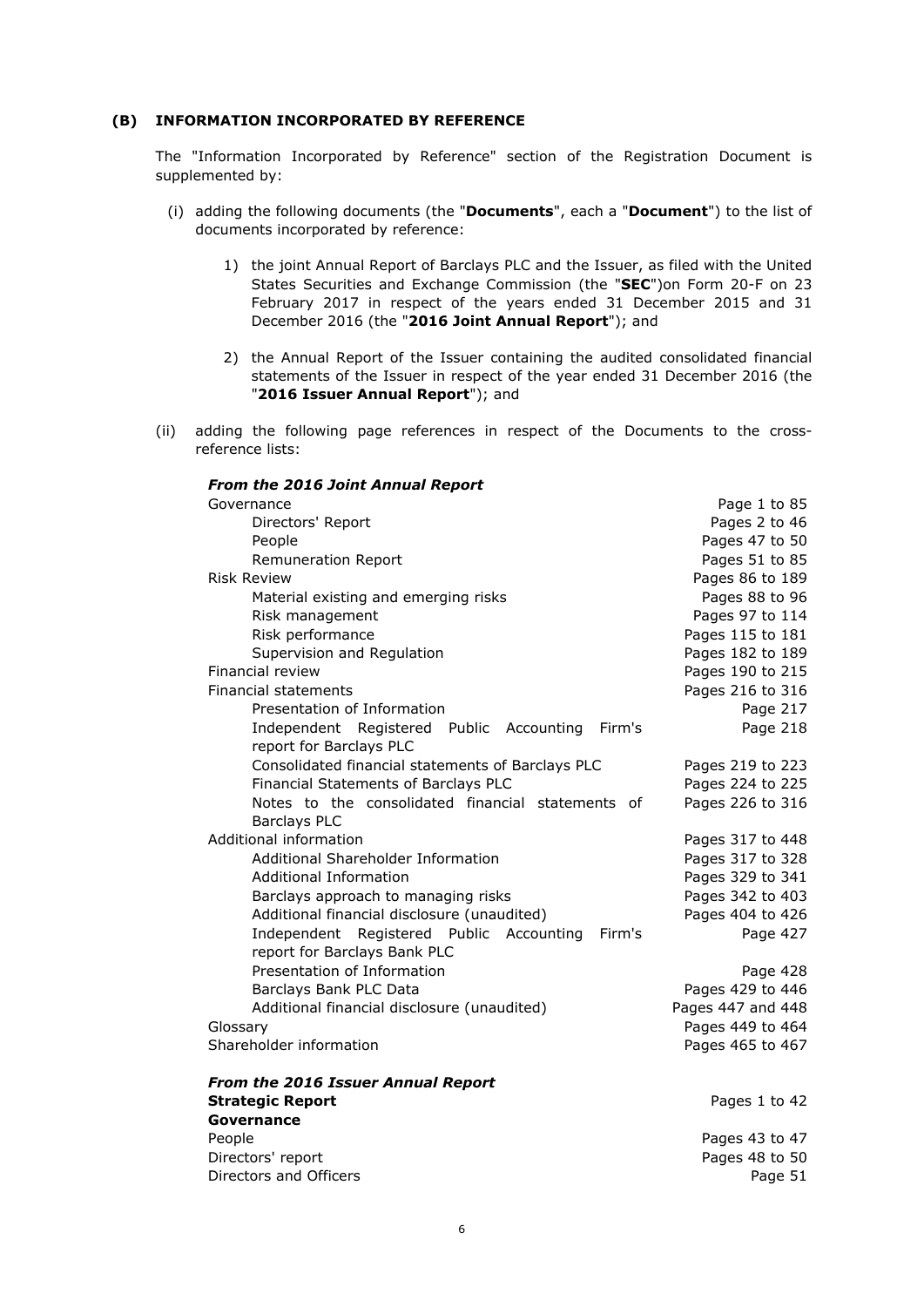## (B) INFORMATION INCORPORATED BY REFERENCE

The "Information Incorporated by Reference" section of the Registration Document is supplemented by:

(i) adding the following documents (the "**Documents**", each a "**Document**") to the list of documents incorporated by reference:

1) the joint Annual Report of Barclays PLC and the Issuer, as filed with the United States Securities and Exchange Commission (the "**SEC**")on Form 20-F on 23 February 2017 in respect of the years ended 31 December 2015 and 31 December 2016 (the "**2016 Joint Annual Report**"); and

2) the Annual Report of the Issuer containing the audited consolidated financial statements of the Issuer in respect of the year ended 31 December 2016 (the "**2016 Issuer Annual Report**"); and

(ii) adding the following page references in respect of the Documents to the cross-reference lists:

***From the 2016 Joint Annual Report***

| | |
|---|---|
| Governance | Page 1 to 85 |
| Directors' Report | Pages 2 to 46 |
| People | Pages 47 to 50 |
| Remuneration Report | Pages 51 to 85 |
| Risk Review | Pages 86 to 189 |
| Material existing and emerging risks | Pages 88 to 96 |
| Risk management | Pages 97 to 114 |
| Risk performance | Pages 115 to 181 |
| Supervision and Regulation | Pages 182 to 189 |
| Financial review | Pages 190 to 215 |
| Financial statements | Pages 216 to 316 |
| Presentation of Information | Page 217 |
| Independent Registered Public Accounting Firm's report for Barclays PLC | Page 218 |
| Consolidated financial statements of Barclays PLC | Pages 219 to 223 |
| Financial Statements of Barclays PLC | Pages 224 to 225 |
| Notes to the consolidated financial statements of Barclays PLC | Pages 226 to 316 |
| Additional information | Pages 317 to 448 |
| Additional Shareholder Information | Pages 317 to 328 |
| Additional Information | Pages 329 to 341 |
| Barclays approach to managing risks | Pages 342 to 403 |
| Additional financial disclosure (unaudited) | Pages 404 to 426 |
| Independent Registered Public Accounting Firm's report for Barclays Bank PLC | Page 427 |
| Presentation of Information | Page 428 |
| Barclays Bank PLC Data | Pages 429 to 446 |
| Additional financial disclosure (unaudited) | Pages 447 and 448 |
| Glossary | Pages 449 to 464 |
| Shareholder information | Pages 465 to 467 |

***From the 2016 Issuer Annual Report***

| | |
|---|---|
| **Strategic Report** | Pages 1 to 42 |
| **Governance** | |
| People | Pages 43 to 47 |
| Directors' report | Pages 48 to 50 |
| Directors and Officers | Page 51 |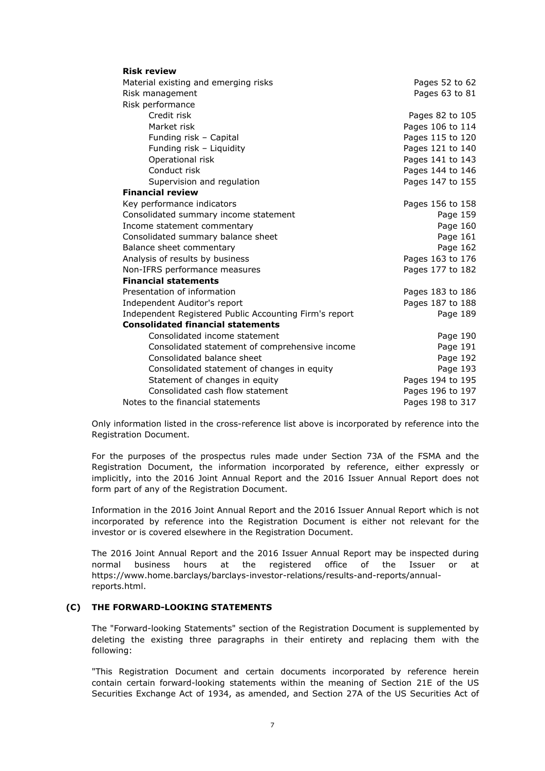| **Risk review** | |
|---|---|
| Material existing and emerging risks | Pages 52 to 62 |
| Risk management | Pages 63 to 81 |
| Risk performance | |
| Credit risk | Pages 82 to 105 |
| Market risk | Pages 106 to 114 |
| Funding risk – Capital | Pages 115 to 120 |
| Funding risk – Liquidity | Pages 121 to 140 |
| Operational risk | Pages 141 to 143 |
| Conduct risk | Pages 144 to 146 |
| Supervision and regulation | Pages 147 to 155 |
| **Financial review** | |
| Key performance indicators | Pages 156 to 158 |
| Consolidated summary income statement | Page 159 |
| Income statement commentary | Page 160 |
| Consolidated summary balance sheet | Page 161 |
| Balance sheet commentary | Page 162 |
| Analysis of results by business | Pages 163 to 176 |
| Non-IFRS performance measures | Pages 177 to 182 |
| **Financial statements** | |
| Presentation of information | Pages 183 to 186 |
| Independent Auditor's report | Pages 187 to 188 |
| Independent Registered Public Accounting Firm's report | Page 189 |
| **Consolidated financial statements** | |
| Consolidated income statement | Page 190 |
| Consolidated statement of comprehensive income | Page 191 |
| Consolidated balance sheet | Page 192 |
| Consolidated statement of changes in equity | Page 193 |
| Statement of changes in equity | Pages 194 to 195 |
| Consolidated cash flow statement | Pages 196 to 197 |
| Notes to the financial statements | Pages 198 to 317 |

Only information listed in the cross-reference list above is incorporated by reference into the Registration Document.

For the purposes of the prospectus rules made under Section 73A of the FSMA and the Registration Document, the information incorporated by reference, either expressly or implicitly, into the 2016 Joint Annual Report and the 2016 Issuer Annual Report does not form part of any of the Registration Document.

Information in the 2016 Joint Annual Report and the 2016 Issuer Annual Report which is not incorporated by reference into the Registration Document is either not relevant for the investor or is covered elsewhere in the Registration Document.

The 2016 Joint Annual Report and the 2016 Issuer Annual Report may be inspected during normal business hours at the registered office of the Issuer or at https://www.home.barclays/barclays-investor-relations/results-and-reports/annual-reports.html.

### (C) THE FORWARD-LOOKING STATEMENTS

The "Forward-looking Statements" section of the Registration Document is supplemented by deleting the existing three paragraphs in their entirety and replacing them with the following:

"This Registration Document and certain documents incorporated by reference herein contain certain forward-looking statements within the meaning of Section 21E of the US Securities Exchange Act of 1934, as amended, and Section 27A of the US Securities Act of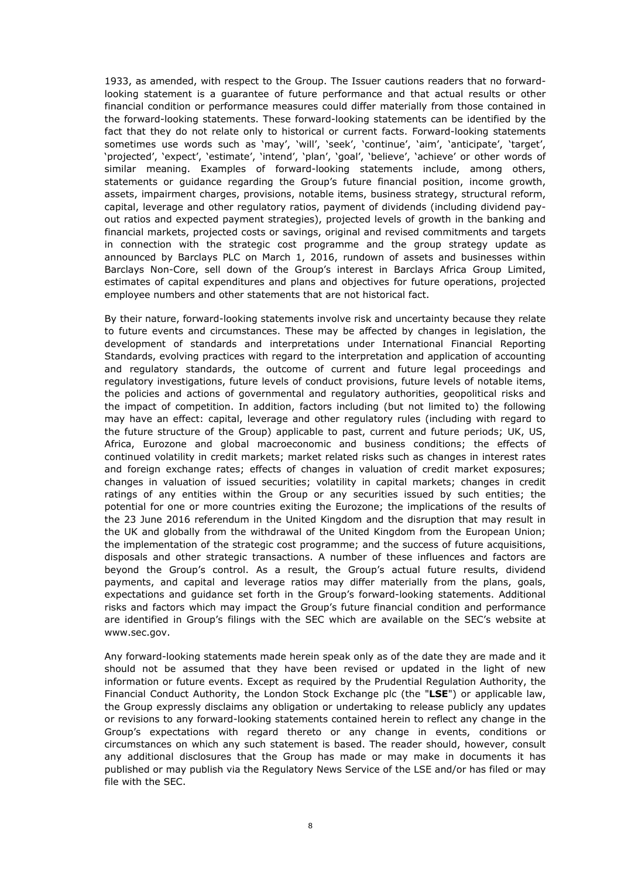1933, as amended, with respect to the Group. The Issuer cautions readers that no forward-looking statement is a guarantee of future performance and that actual results or other financial condition or performance measures could differ materially from those contained in the forward-looking statements. These forward-looking statements can be identified by the fact that they do not relate only to historical or current facts. Forward-looking statements sometimes use words such as 'may', 'will', 'seek', 'continue', 'aim', 'anticipate', 'target', 'projected', 'expect', 'estimate', 'intend', 'plan', 'goal', 'believe', 'achieve' or other words of similar meaning. Examples of forward-looking statements include, among others, statements or guidance regarding the Group's future financial position, income growth, assets, impairment charges, provisions, notable items, business strategy, structural reform, capital, leverage and other regulatory ratios, payment of dividends (including dividend pay-out ratios and expected payment strategies), projected levels of growth in the banking and financial markets, projected costs or savings, original and revised commitments and targets in connection with the strategic cost programme and the group strategy update as announced by Barclays PLC on March 1, 2016, rundown of assets and businesses within Barclays Non-Core, sell down of the Group's interest in Barclays Africa Group Limited, estimates of capital expenditures and plans and objectives for future operations, projected employee numbers and other statements that are not historical fact.

By their nature, forward-looking statements involve risk and uncertainty because they relate to future events and circumstances. These may be affected by changes in legislation, the development of standards and interpretations under International Financial Reporting Standards, evolving practices with regard to the interpretation and application of accounting and regulatory standards, the outcome of current and future legal proceedings and regulatory investigations, future levels of conduct provisions, future levels of notable items, the policies and actions of governmental and regulatory authorities, geopolitical risks and the impact of competition. In addition, factors including (but not limited to) the following may have an effect: capital, leverage and other regulatory rules (including with regard to the future structure of the Group) applicable to past, current and future periods; UK, US, Africa, Eurozone and global macroeconomic and business conditions; the effects of continued volatility in credit markets; market related risks such as changes in interest rates and foreign exchange rates; effects of changes in valuation of credit market exposures; changes in valuation of issued securities; volatility in capital markets; changes in credit ratings of any entities within the Group or any securities issued by such entities; the potential for one or more countries exiting the Eurozone; the implications of the results of the 23 June 2016 referendum in the United Kingdom and the disruption that may result in the UK and globally from the withdrawal of the United Kingdom from the European Union; the implementation of the strategic cost programme; and the success of future acquisitions, disposals and other strategic transactions. A number of these influences and factors are beyond the Group's control. As a result, the Group's actual future results, dividend payments, and capital and leverage ratios may differ materially from the plans, goals, expectations and guidance set forth in the Group's forward-looking statements. Additional risks and factors which may impact the Group's future financial condition and performance are identified in Group's filings with the SEC which are available on the SEC's website at www.sec.gov.

Any forward-looking statements made herein speak only as of the date they are made and it should not be assumed that they have been revised or updated in the light of new information or future events. Except as required by the Prudential Regulation Authority, the Financial Conduct Authority, the London Stock Exchange plc (the "**LSE**") or applicable law, the Group expressly disclaims any obligation or undertaking to release publicly any updates or revisions to any forward-looking statements contained herein to reflect any change in the Group's expectations with regard thereto or any change in events, conditions or circumstances on which any such statement is based. The reader should, however, consult any additional disclosures that the Group has made or may make in documents it has published or may publish via the Regulatory News Service of the LSE and/or has filed or may file with the SEC.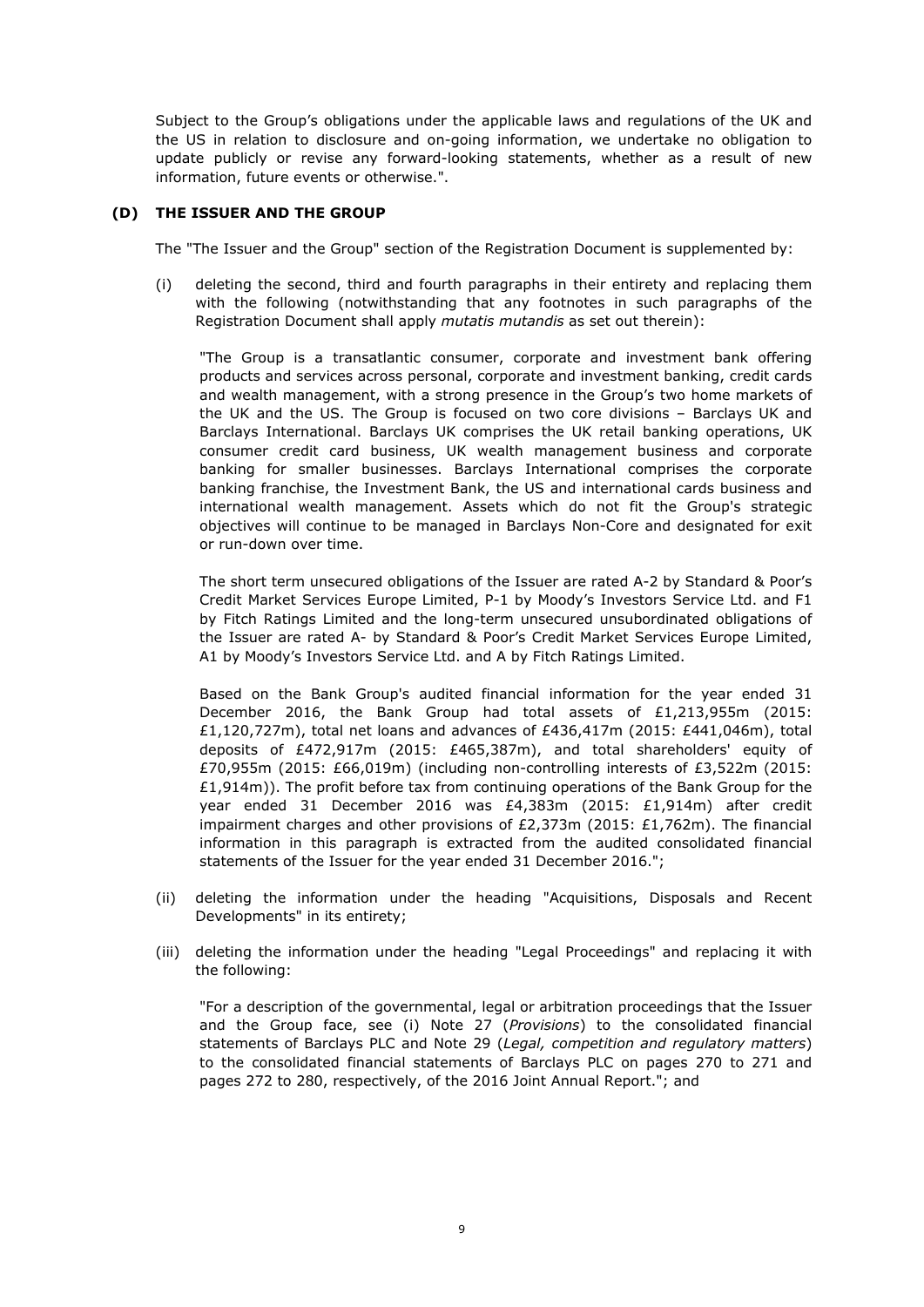Subject to the Group's obligations under the applicable laws and regulations of the UK and the US in relation to disclosure and on-going information, we undertake no obligation to update publicly or revise any forward-looking statements, whether as a result of new information, future events or otherwise.".

**(D) THE ISSUER AND THE GROUP**

The "The Issuer and the Group" section of the Registration Document is supplemented by:

(i) deleting the second, third and fourth paragraphs in their entirety and replacing them with the following (notwithstanding that any footnotes in such paragraphs of the Registration Document shall apply *mutatis mutandis* as set out therein):

"The Group is a transatlantic consumer, corporate and investment bank offering products and services across personal, corporate and investment banking, credit cards and wealth management, with a strong presence in the Group's two home markets of the UK and the US. The Group is focused on two core divisions – Barclays UK and Barclays International. Barclays UK comprises the UK retail banking operations, UK consumer credit card business, UK wealth management business and corporate banking for smaller businesses. Barclays International comprises the corporate banking franchise, the Investment Bank, the US and international cards business and international wealth management. Assets which do not fit the Group's strategic objectives will continue to be managed in Barclays Non-Core and designated for exit or run-down over time.

The short term unsecured obligations of the Issuer are rated A-2 by Standard & Poor's Credit Market Services Europe Limited, P-1 by Moody's Investors Service Ltd. and F1 by Fitch Ratings Limited and the long-term unsecured unsubordinated obligations of the Issuer are rated A- by Standard & Poor's Credit Market Services Europe Limited, A1 by Moody's Investors Service Ltd. and A by Fitch Ratings Limited.

Based on the Bank Group's audited financial information for the year ended 31 December 2016, the Bank Group had total assets of £1,213,955m (2015: £1,120,727m), total net loans and advances of £436,417m (2015: £441,046m), total deposits of £472,917m (2015: £465,387m), and total shareholders' equity of £70,955m (2015: £66,019m) (including non-controlling interests of £3,522m (2015: £1,914m)). The profit before tax from continuing operations of the Bank Group for the year ended 31 December 2016 was £4,383m (2015: £1,914m) after credit impairment charges and other provisions of £2,373m (2015: £1,762m). The financial information in this paragraph is extracted from the audited consolidated financial statements of the Issuer for the year ended 31 December 2016.";

(ii) deleting the information under the heading "Acquisitions, Disposals and Recent Developments" in its entirety;

(iii) deleting the information under the heading "Legal Proceedings" and replacing it with the following:

"For a description of the governmental, legal or arbitration proceedings that the Issuer and the Group face, see (i) Note 27 (*Provisions*) to the consolidated financial statements of Barclays PLC and Note 29 (*Legal, competition and regulatory matters*) to the consolidated financial statements of Barclays PLC on pages 270 to 271 and pages 272 to 280, respectively, of the 2016 Joint Annual Report."; and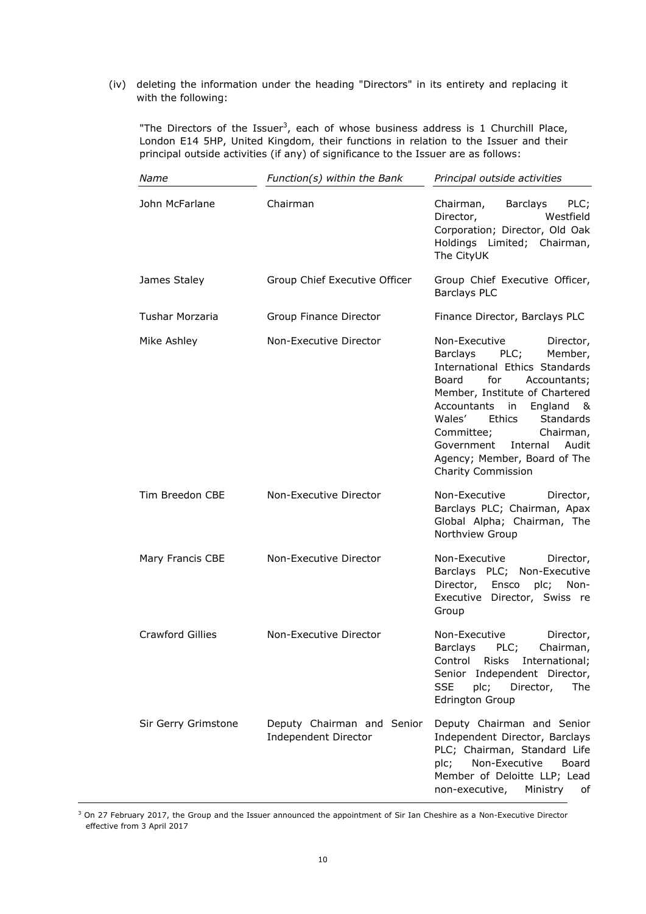(iv) deleting the information under the heading "Directors" in its entirety and replacing it with the following:

"The Directors of the Issuer[3], each of whose business address is 1 Churchill Place, London E14 5HP, United Kingdom, their functions in relation to the Issuer and their principal outside activities (if any) of significance to the Issuer are as follows:

| *Name* | *Function(s) within the Bank* | *Principal outside activities* |
|---|---|---|
| John McFarlane | Chairman | Chairman, Barclays PLC; Director, Westfield Corporation; Director, Old Oak Holdings Limited; Chairman, The CityUK |
| James Staley | Group Chief Executive Officer | Group Chief Executive Officer, Barclays PLC |
| Tushar Morzaria | Group Finance Director | Finance Director, Barclays PLC |
| Mike Ashley | Non-Executive Director | Non-Executive Director, Barclays PLC; Member, International Ethics Standards Board for Accountants; Member, Institute of Chartered Accountants in England & Wales' Ethics Standards Committee; Chairman, Government Internal Audit Agency; Member, Board of The Charity Commission |
| Tim Breedon CBE | Non-Executive Director | Non-Executive Director, Barclays PLC; Chairman, Apax Global Alpha; Chairman, The Northview Group |
| Mary Francis CBE | Non-Executive Director | Non-Executive Director, Barclays PLC; Non-Executive Director, Ensco plc; Non-Executive Director, Swiss re Group |
| Crawford Gillies | Non-Executive Director | Non-Executive Director, Barclays PLC; Chairman, Control Risks International; Senior Independent Director, SSE plc; Director, The Edrington Group |
| Sir Gerry Grimstone | Deputy Chairman and Senior Independent Director | Deputy Chairman and Senior Independent Director, Barclays PLC; Chairman, Standard Life plc; Non-Executive Board Member of Deloitte LLP; Lead non-executive, Ministry of |

[3] On 27 February 2017, the Group and the Issuer announced the appointment of Sir Ian Cheshire as a Non-Executive Director effective from 3 April 2017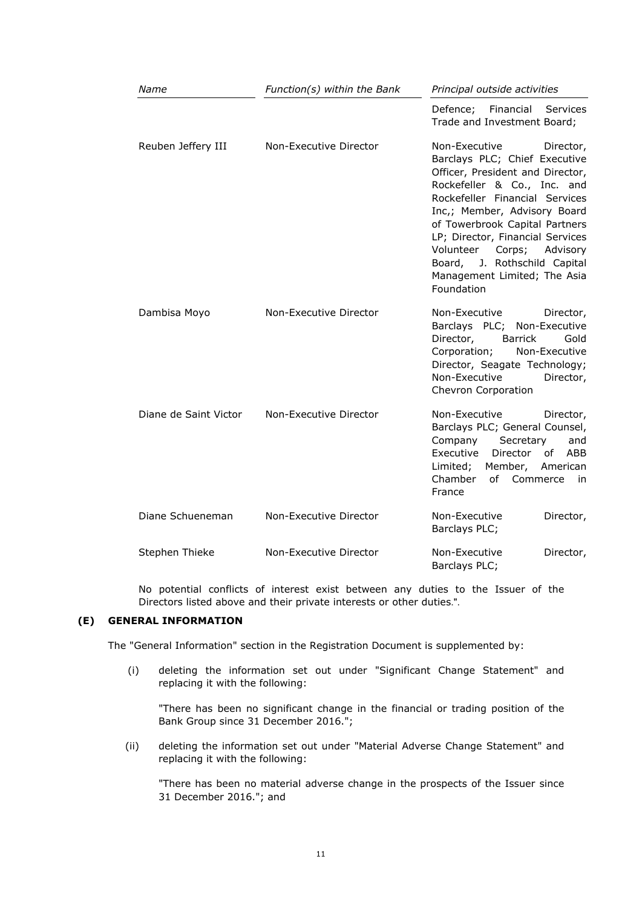| Name | Function(s) within the Bank | Principal outside activities |
|---|---|---|
| | | Defence; Financial Services Trade and Investment Board; |
| Reuben Jeffery III | Non-Executive Director | Non-Executive Director, Barclays PLC; Chief Executive Officer, President and Director, Rockefeller & Co., Inc. and Rockefeller Financial Services Inc,; Member, Advisory Board of Towerbrook Capital Partners LP; Director, Financial Services Volunteer Corps; Advisory Board, J. Rothschild Capital Management Limited; The Asia Foundation |
| Dambisa Moyo | Non-Executive Director | Non-Executive Director, Barclays PLC; Non-Executive Director, Barrick Gold Corporation; Non-Executive Director, Seagate Technology; Non-Executive Director, Chevron Corporation |
| Diane de Saint Victor | Non-Executive Director | Non-Executive Director, Barclays PLC; General Counsel, Company Secretary and Executive Director of ABB Limited; Member, American Chamber of Commerce in France |
| Diane Schueneman | Non-Executive Director | Non-Executive Director, Barclays PLC; |
| Stephen Thieke | Non-Executive Director | Non-Executive Director, Barclays PLC; |

No potential conflicts of interest exist between any duties to the Issuer of the Directors listed above and their private interests or other duties.".

## (E) GENERAL INFORMATION

The "General Information" section in the Registration Document is supplemented by:

(i) deleting the information set out under "Significant Change Statement" and replacing it with the following:

"There has been no significant change in the financial or trading position of the Bank Group since 31 December 2016.";

(ii) deleting the information set out under "Material Adverse Change Statement" and replacing it with the following:

"There has been no material adverse change in the prospects of the Issuer since 31 December 2016."; and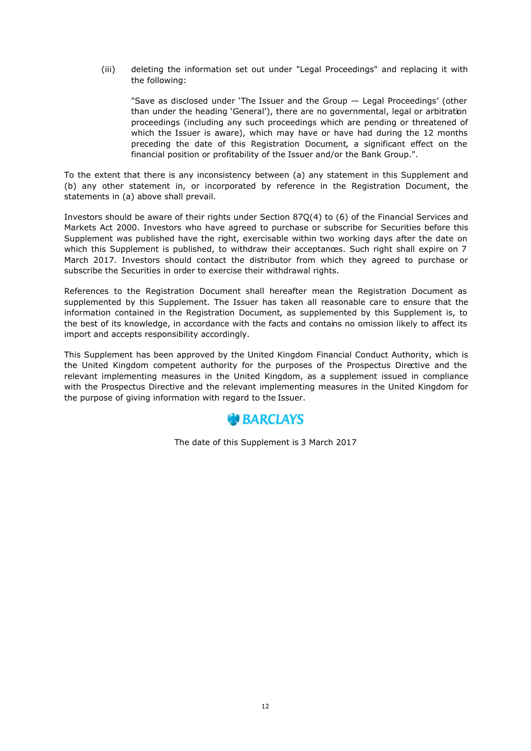(iii) deleting the information set out under "Legal Proceedings" and replacing it with the following:

> "Save as disclosed under 'The Issuer and the Group — Legal Proceedings' (other than under the heading 'General'), there are no governmental, legal or arbitration proceedings (including any such proceedings which are pending or threatened of which the Issuer is aware), which may have or have had during the 12 months preceding the date of this Registration Document, a significant effect on the financial position or profitability of the Issuer and/or the Bank Group.".

To the extent that there is any inconsistency between (a) any statement in this Supplement and (b) any other statement in, or incorporated by reference in the Registration Document, the statements in (a) above shall prevail.

Investors should be aware of their rights under Section 87Q(4) to (6) of the Financial Services and Markets Act 2000. Investors who have agreed to purchase or subscribe for Securities before this Supplement was published have the right, exercisable within two working days after the date on which this Supplement is published, to withdraw their acceptances. Such right shall expire on 7 March 2017. Investors should contact the distributor from which they agreed to purchase or subscribe the Securities in order to exercise their withdrawal rights.

References to the Registration Document shall hereafter mean the Registration Document as supplemented by this Supplement. The Issuer has taken all reasonable care to ensure that the information contained in the Registration Document, as supplemented by this Supplement is, to the best of its knowledge, in accordance with the facts and contains no omission likely to affect its import and accepts responsibility accordingly.

This Supplement has been approved by the United Kingdom Financial Conduct Authority, which is the United Kingdom competent authority for the purposes of the Prospectus Directive and the relevant implementing measures in the United Kingdom, as a supplement issued in compliance with the Prospectus Directive and the relevant implementing measures in the United Kingdom for the purpose of giving information with regard to the Issuer.

BARCLAYS

The date of this Supplement is 3 March 2017